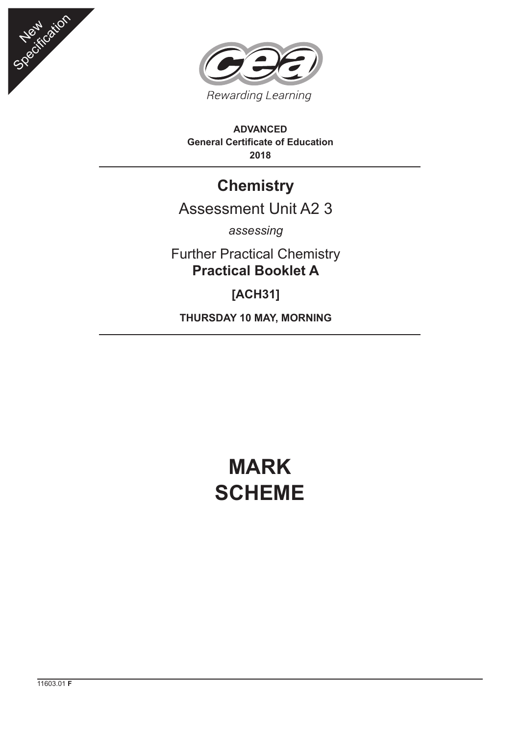New Specification

Rewarding Learning

**ADVANCED**
**General Certificate of Education**
**2018**

# Chemistry

## Assessment Unit A2 3

*assessing*

Further Practical Chemistry
**Practical Booklet A**

**[ACH31]**

**THURSDAY 10 MAY, MORNING**

# MARK SCHEME

11603.01 **F**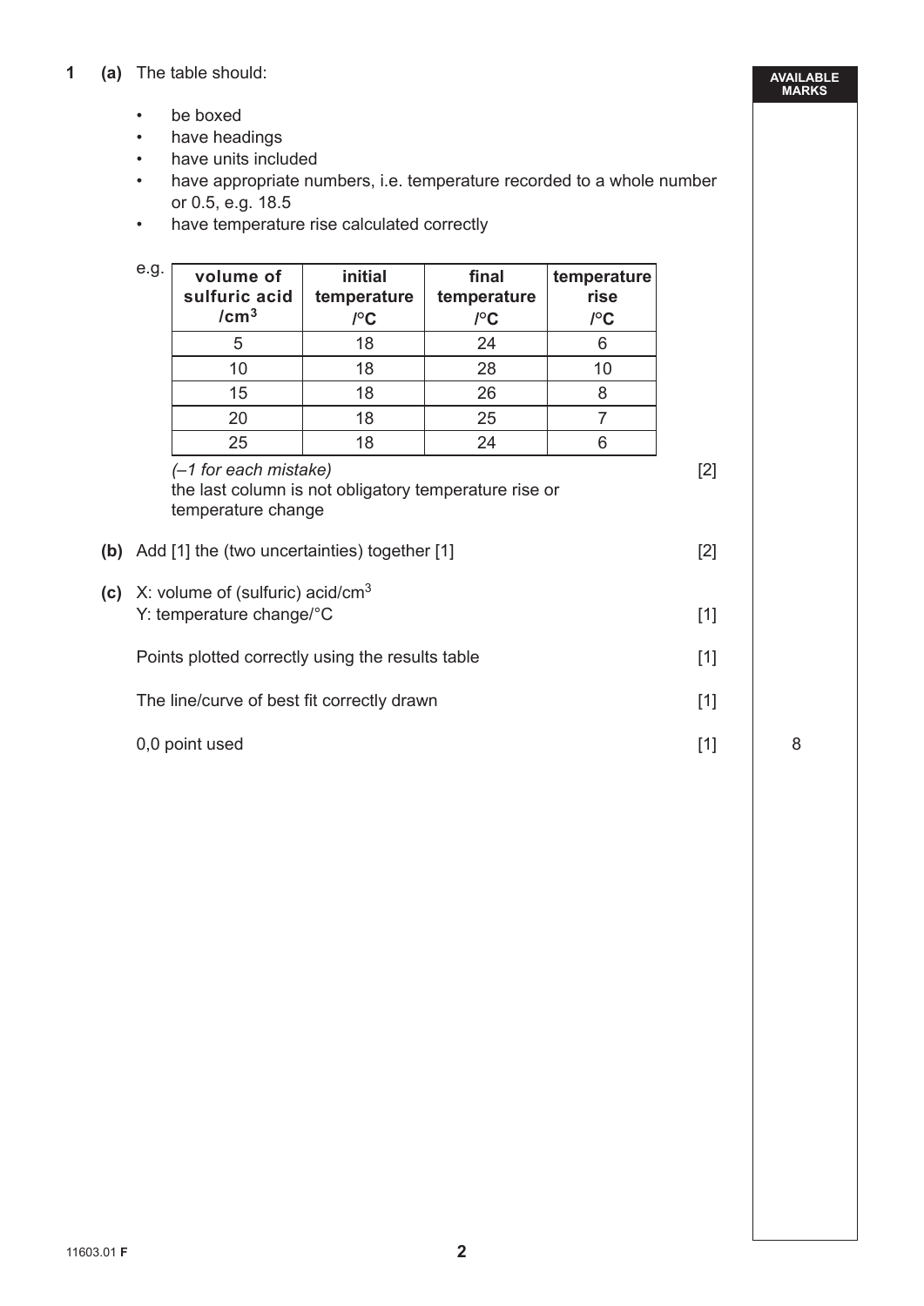**1 (a)** The table should:

- be boxed
- have headings
- have units included
- have appropriate numbers, i.e. temperature recorded to a whole number or 0.5, e.g. 18.5
- have temperature rise calculated correctly

e.g.

| volume of sulfuric acid /$cm^3$ | initial temperature /°C | final temperature /°C | temperature rise /°C |
|---|---|---|---|
| 5 | 18 | 24 | 6 |
| 10 | 18 | 28 | 10 |
| 15 | 18 | 26 | 8 |
| 20 | 18 | 25 | 7 |
| 25 | 18 | 24 | 6 |

*(–1 for each mistake)* [2]

the last column is not obligatory temperature rise or temperature change

**(b)** Add [1] the (two uncertainties) together [1] [2]

**(c)** X: volume of (sulfuric) acid/$cm^3$

Y: temperature change/°C [1]

Points plotted correctly using the results table [1]

The line/curve of best fit correctly drawn [1]

0,0 point used [1]

AVAILABLE MARKS: 8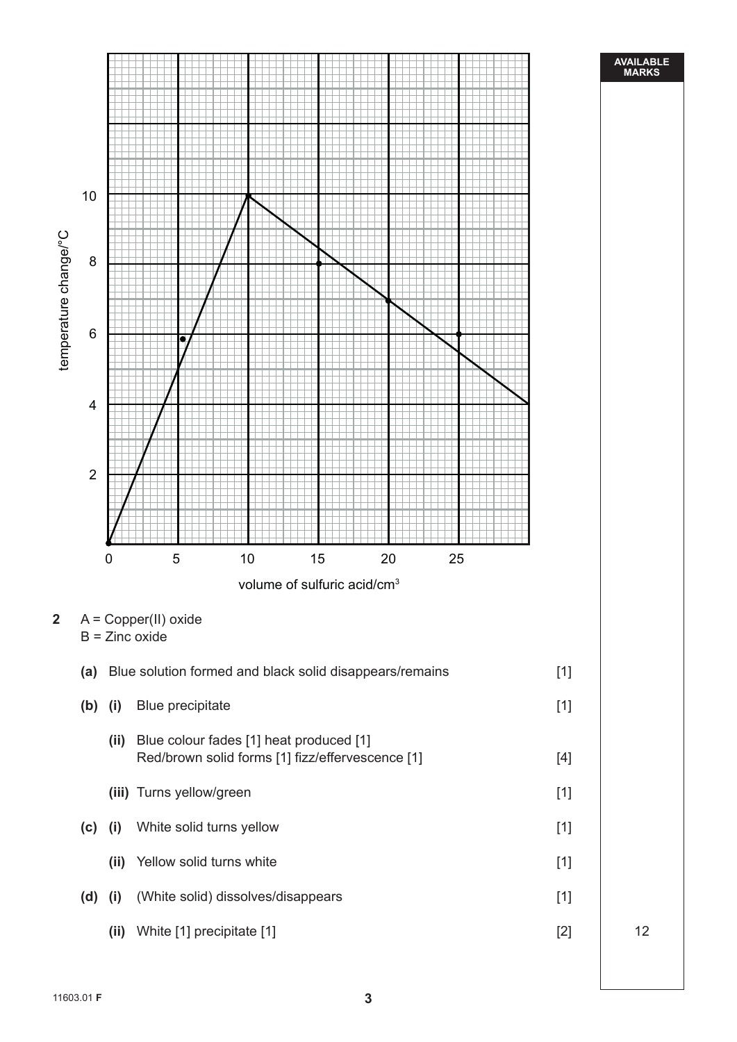temperature change/°C

volume of sulfuric acid/cm³

**2** A = Copper(II) oxide
B = Zinc oxide

| | | | |
|---|---|---|---|
| **(a)** | | Blue solution formed and black solid disappears/remains | [1] |
| **(b)** | **(i)** | Blue precipitate | [1] |
| | **(ii)** | Blue colour fades [1] heat produced [1]<br>Red/brown solid forms [1] fizz/effervescence [1] | [4] |
| | **(iii)** | Turns yellow/green | [1] |
| **(c)** | **(i)** | White solid turns yellow | [1] |
| | **(ii)** | Yellow solid turns white | [1] |
| **(d)** | **(i)** | (White solid) dissolves/disappears | [1] |
| | **(ii)** | White [1] precipitate [1] | [2] |

AVAILABLE MARKS: 12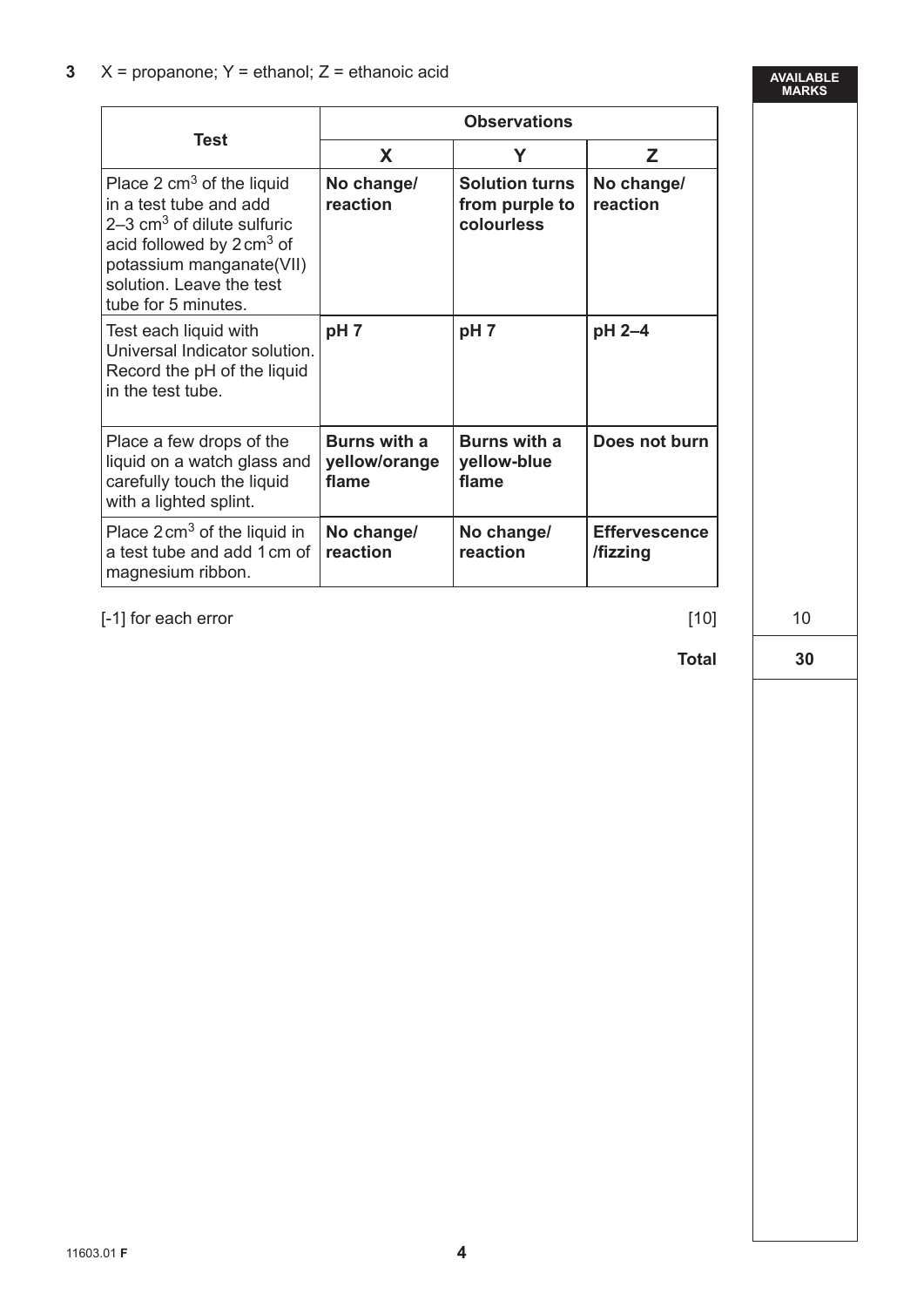**3** X = propanone; Y = ethanol; Z = ethanoic acid

| Test | Observations | | |
|---|---|---|---|
| | **X** | **Y** | **Z** |
| Place 2 $cm^3$ of the liquid in a test tube and add 2–3 $cm^3$ of dilute sulfuric acid followed by 2 $cm^3$ of potassium manganate(VII) solution. Leave the test tube for 5 minutes. | **No change/ reaction** | **Solution turns from purple to colourless** | **No change/ reaction** |
| Test each liquid with Universal Indicator solution. Record the pH of the liquid in the test tube. | **pH 7** | **pH 7** | **pH 2–4** |
| Place a few drops of the liquid on a watch glass and carefully touch the liquid with a lighted splint. | **Burns with a yellow/orange flame** | **Burns with a yellow-blue flame** | **Does not burn** |
| Place 2 $cm^3$ of the liquid in a test tube and add 1 cm of magnesium ribbon. | **No change/ reaction** | **No change/ reaction** | **Effervescence /fizzing** |

[-1] for each error [10]

AVAILABLE MARKS: 10

**Total** **30**